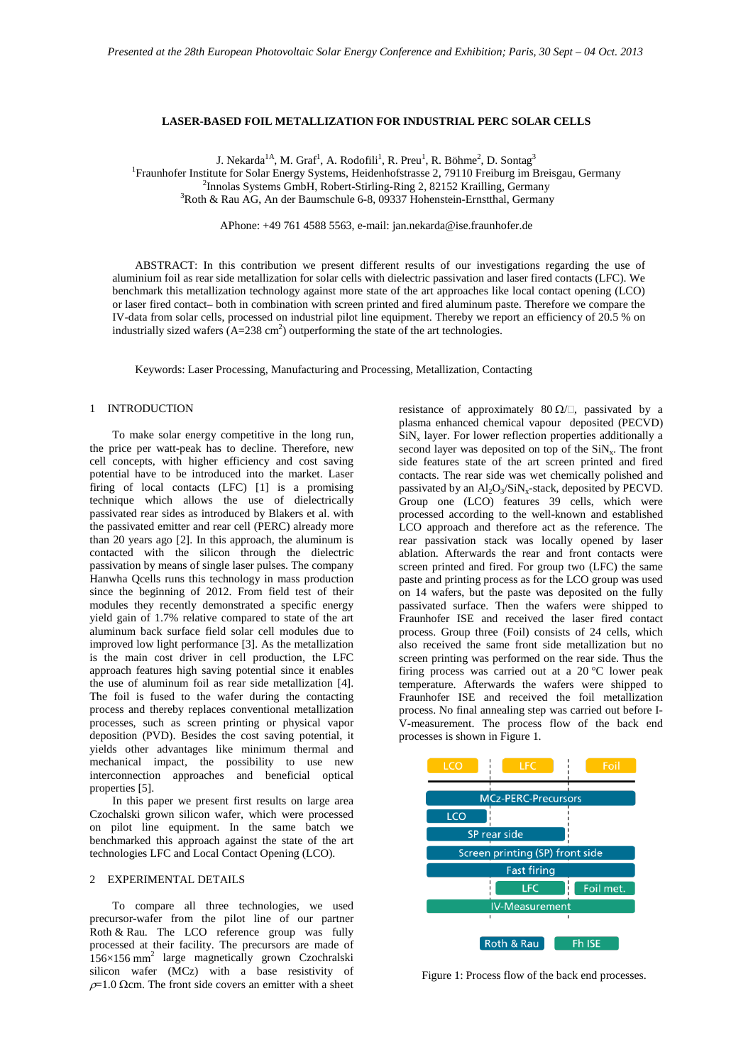Presented at the 28th European Photovoltaic Solar Energy Conference and Exhibition; Paris, 30 Sept – 04 Oct. 2013

# LASER-BASED FOIL METALLIZATION FOR INDUSTRIAL PERC SOLAR CELLS

J. Nekarda[1A], M. Graf[1], A. Rodofili[1], R. Preu[1], R. Böhme[2], D. Sontag[3]
[1]Fraunhofer Institute for Solar Energy Systems, Heidenhofstrasse 2, 79110 Freiburg im Breisgau, Germany
[2]Innolas Systems GmbH, Robert-Stirling-Ring 2, 82152 Krailling, Germany
[3]Roth & Rau AG, An der Baumschule 6-8, 09337 Hohenstein-Ernstthal, Germany

[A]Phone: +49 761 4588 5563, e-mail: jan.nekarda@ise.fraunhofer.de

ABSTRACT: In this contribution we present different results of our investigations regarding the use of aluminium foil as rear side metallization for solar cells with dielectric passivation and laser fired contacts (LFC). We benchmark this metallization technology against more state of the art approaches like local contact opening (LCO) or laser fired contact– both in combination with screen printed and fired aluminum paste. Therefore we compare the IV-data from solar cells, processed on industrial pilot line equipment. Thereby we report an efficiency of 20.5 % on industrially sized wafers (A=238 cm$^2$) outperforming the state of the art technologies.

Keywords: Laser Processing, Manufacturing and Processing, Metallization, Contacting

## 1 INTRODUCTION

To make solar energy competitive in the long run, the price per watt-peak has to decline. Therefore, new cell concepts, with higher efficiency and cost saving potential have to be introduced into the market. Laser firing of local contacts (LFC) [1] is a promising technique which allows the use of dielectrically passivated rear sides as introduced by Blakers et al. with the passivated emitter and rear cell (PERC) already more than 20 years ago [2]. In this approach, the aluminum is contacted with the silicon through the dielectric passivation by means of single laser pulses. The company Hanwha Qcells runs this technology in mass production since the beginning of 2012. From field test of their modules they recently demonstrated a specific energy yield gain of 1.7% relative compared to state of the art aluminum back surface field solar cell modules due to improved low light performance [3]. As the metallization is the main cost driver in cell production, the LFC approach features high saving potential since it enables the use of aluminum foil as rear side metallization [4]. The foil is fused to the wafer during the contacting process and thereby replaces conventional metallization processes, such as screen printing or physical vapor deposition (PVD). Besides the cost saving potential, it yields other advantages like minimum thermal and mechanical impact, the possibility to use new interconnection approaches and beneficial optical properties [5].

In this paper we present first results on large area Czochalski grown silicon wafer, which were processed on pilot line equipment. In the same batch we benchmarked this approach against the state of the art technologies LFC and Local Contact Opening (LCO).

## 2 EXPERIMENTAL DETAILS

To compare all three technologies, we used precursor-wafer from the pilot line of our partner Roth & Rau. The LCO reference group was fully processed at their facility. The precursors are made of 156×156 mm$^2$ large magnetically grown Czochralski silicon wafer (MCz) with a base resistivity of $\rho$=1.0 Ωcm. The front side covers an emitter with a sheet resistance of approximately 80 Ω/□, passivated by a plasma enhanced chemical vapour deposited (PECVD) $SiN_x$ layer. For lower reflection properties additionally a second layer was deposited on top of the $SiN_x$. The front side features state of the art screen printed and fired contacts. The rear side was wet chemically polished and passivated by an $Al_2O_3/SiN_x$-stack, deposited by PECVD. Group one (LCO) features 39 cells, which were processed according to the well-known and established LCO approach and therefore act as the reference. The rear passivation stack was locally opened by laser ablation. Afterwards the rear and front contacts were screen printed and fired. For group two (LFC) the same paste and printing process as for the LCO group was used on 14 wafers, but the paste was deposited on the fully passivated surface. Then the wafers were shipped to Fraunhofer ISE and received the laser fired contact process. Group three (Foil) consists of 24 cells, which also received the same front side metallization but no screen printing was performed on the rear side. Thus the firing process was carried out at a 20 °C lower peak temperature. Afterwards the wafers were shipped to Fraunhofer ISE and received the foil metallization process. No final annealing step was carried out before I-V-measurement. The process flow of the back end processes is shown in Figure 1.

Figure 1: Process flow of the back end processes.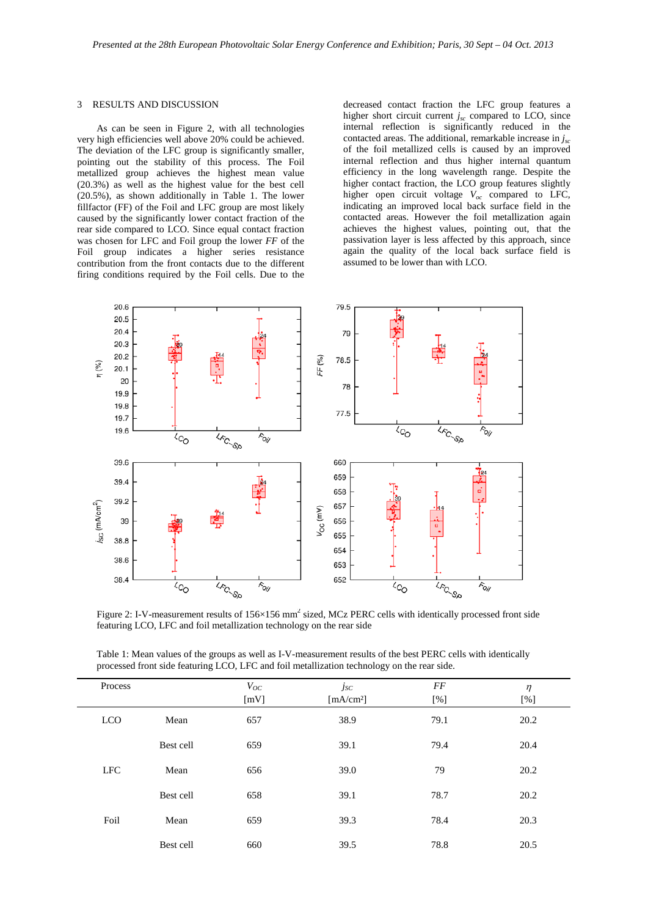## 3 RESULTS AND DISCUSSION

As can be seen in Figure 2, with all technologies very high efficiencies well above 20% could be achieved. The deviation of the LFC group is significantly smaller, pointing out the stability of this process. The Foil metallized group achieves the highest mean value (20.3%) as well as the highest value for the best cell (20.5%), as shown additionally in Table 1. The lower fillfactor (FF) of the Foil and LFC group are most likely caused by the significantly lower contact fraction of the rear side compared to LCO. Since equal contact fraction was chosen for LFC and Foil group the lower *FF* of the Foil group indicates a higher series resistance contribution from the front contacts due to the different firing conditions required by the Foil cells. Due to the decreased contact fraction the LFC group features a higher short circuit current $j_{sc}$ compared to LCO, since internal reflection is significantly reduced in the contacted areas. The additional, remarkable increase in $j_{sc}$ of the foil metallized cells is caused by an improved internal reflection and thus higher internal quantum efficiency in the long wavelength range. Despite the higher contact fraction, the LCO group features slightly higher open circuit voltage $V_{oc}$ compared to LFC, indicating an improved local back surface field in the contacted areas. However the foil metallization again achieves the highest values, pointing out, that the passivation layer is less affected by this approach, since again the quality of the local back surface field is assumed to be lower than with LCO.

Figure 2: I-V-measurement results of 156×156 mm$^2$ sized, MCz PERC cells with identically processed front side featuring LCO, LFC and foil metallization technology on the rear side

Table 1: Mean values of the groups as well as I-V-measurement results of the best PERC cells with identically processed front side featuring LCO, LFC and foil metallization technology on the rear side.

| Process | | $V_{OC}$ [mV] | $j_{SC}$ [mA/cm²] | *FF* [%] | $\eta$ [%] |
|---|---|---|---|---|---|
| LCO | Mean | 657 | 38.9 | 79.1 | 20.2 |
| | Best cell | 659 | 39.1 | 79.4 | 20.4 |
| LFC | Mean | 656 | 39.0 | 79 | 20.2 |
| | Best cell | 658 | 39.1 | 78.7 | 20.2 |
| Foil | Mean | 659 | 39.3 | 78.4 | 20.3 |
| | Best cell | 660 | 39.5 | 78.8 | 20.5 |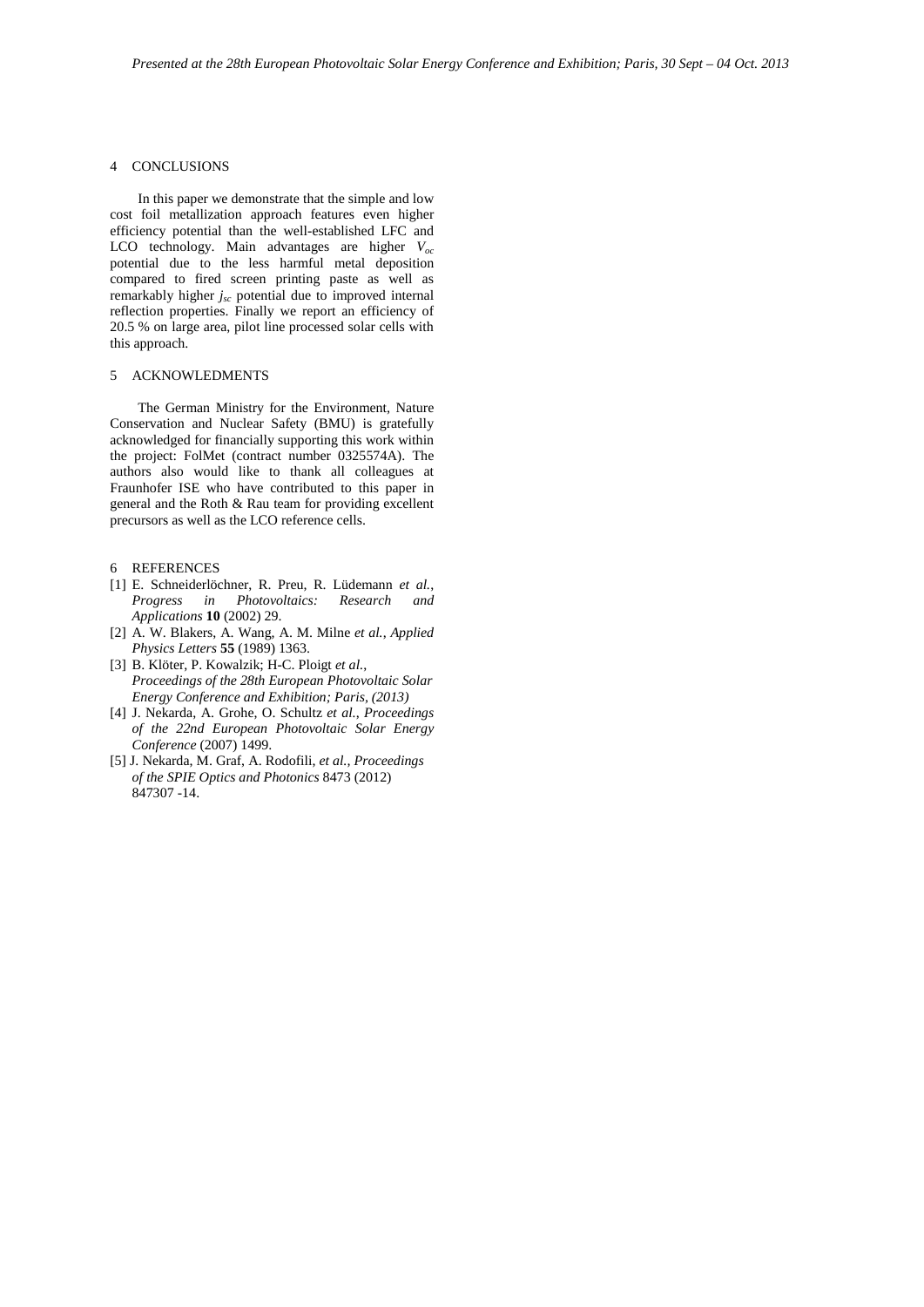## 4 CONCLUSIONS

In this paper we demonstrate that the simple and low cost foil metallization approach features even higher efficiency potential than the well-established LFC and LCO technology. Main advantages are higher $V_{oc}$ potential due to the less harmful metal deposition compared to fired screen printing paste as well as remarkably higher $j_{sc}$ potential due to improved internal reflection properties. Finally we report an efficiency of 20.5 % on large area, pilot line processed solar cells with this approach.

## 5 ACKNOWLEDMENTS

The German Ministry for the Environment, Nature Conservation and Nuclear Safety (BMU) is gratefully acknowledged for financially supporting this work within the project: FolMet (contract number 0325574A). The authors also would like to thank all colleagues at Fraunhofer ISE who have contributed to this paper in general and the Roth & Rau team for providing excellent precursors as well as the LCO reference cells.

## 6 REFERENCES

[1] E. Schneiderlöchner, R. Preu, R. Lüdemann *et al.*, *Progress in Photovoltaics: Research and Applications* **10** (2002) 29.

[2] A. W. Blakers, A. Wang, A. M. Milne *et al.*, *Applied Physics Letters* **55** (1989) 1363.

[3] B. Klöter, P. Kowalzik; H-C. Ploigt *et al.*, *Proceedings of the 28th European Photovoltaic Solar Energy Conference and Exhibition; Paris, (2013)*

[4] J. Nekarda, A. Grohe, O. Schultz *et al.*, *Proceedings of the 22nd European Photovoltaic Solar Energy Conference* (2007) 1499.

[5] J. Nekarda, M. Graf, A. Rodofili, *et al.*, *Proceedings of the SPIE Optics and Photonics* 8473 (2012) 847307 -14.